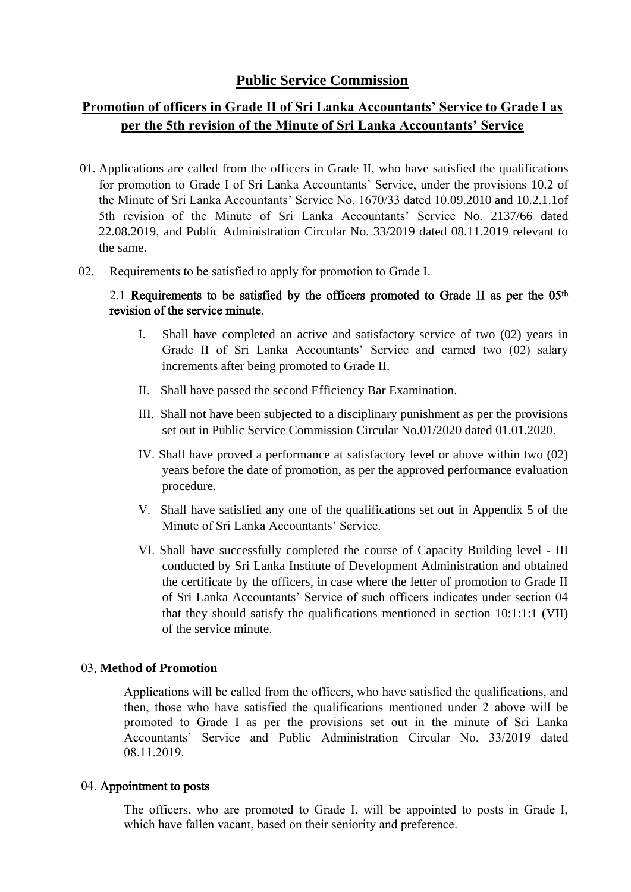# Public Service Commission

## Promotion of officers in Grade II of Sri Lanka Accountants' Service to Grade I as per the 5th revision of the Minute of Sri Lanka Accountants' Service

01. Applications are called from the officers in Grade II, who have satisfied the qualifications for promotion to Grade I of Sri Lanka Accountants' Service, under the provisions 10.2 of the Minute of Sri Lanka Accountants' Service No. 1670/33 dated 10.09.2010 and 10.2.1.1of 5th revision of the Minute of Sri Lanka Accountants' Service No. 2137/66 dated 22.08.2019, and Public Administration Circular No. 33/2019 dated 08.11.2019 relevant to the same.

02. Requirements to be satisfied to apply for promotion to Grade I.

2.1 **Requirements to be satisfied by the officers promoted to Grade II as per the 05th revision of the service minute.**

I. Shall have completed an active and satisfactory service of two (02) years in Grade II of Sri Lanka Accountants' Service and earned two (02) salary increments after being promoted to Grade II.

II. Shall have passed the second Efficiency Bar Examination.

III. Shall not have been subjected to a disciplinary punishment as per the provisions set out in Public Service Commission Circular No.01/2020 dated 01.01.2020.

IV. Shall have proved a performance at satisfactory level or above within two (02) years before the date of promotion, as per the approved performance evaluation procedure.

V. Shall have satisfied any one of the qualifications set out in Appendix 5 of the Minute of Sri Lanka Accountants' Service.

VI. Shall have successfully completed the course of Capacity Building level - III conducted by Sri Lanka Institute of Development Administration and obtained the certificate by the officers, in case where the letter of promotion to Grade II of Sri Lanka Accountants' Service of such officers indicates under section 04 that they should satisfy the qualifications mentioned in section 10:1:1:1 (VII) of the service minute.

03. **Method of Promotion**

Applications will be called from the officers, who have satisfied the qualifications, and then, those who have satisfied the qualifications mentioned under 2 above will be promoted to Grade I as per the provisions set out in the minute of Sri Lanka Accountants' Service and Public Administration Circular No. 33/2019 dated 08.11.2019.

04. **Appointment to posts**

The officers, who are promoted to Grade I, will be appointed to posts in Grade I, which have fallen vacant, based on their seniority and preference.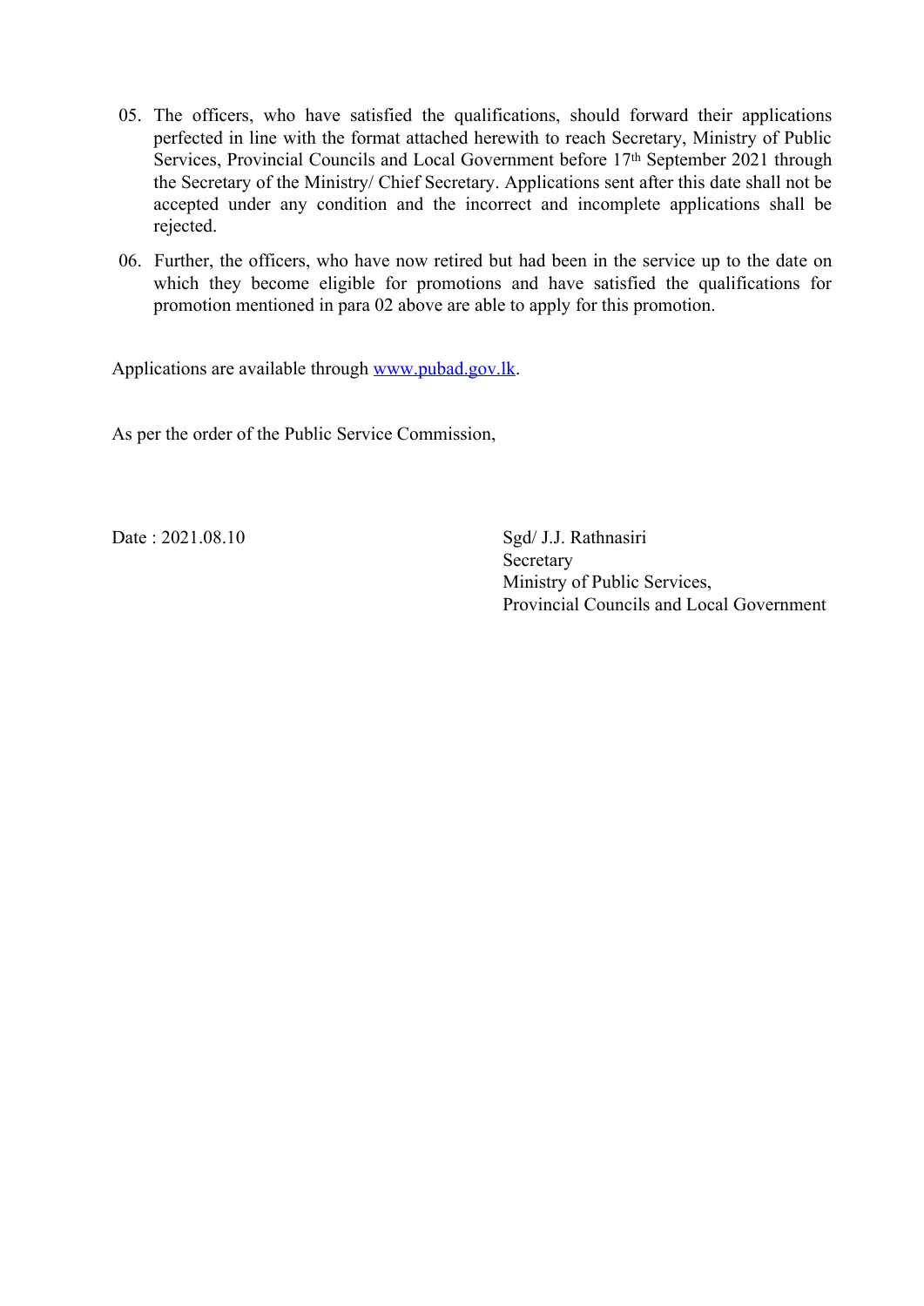05. The officers, who have satisfied the qualifications, should forward their applications perfected in line with the format attached herewith to reach Secretary, Ministry of Public Services, Provincial Councils and Local Government before 17th September 2021 through the Secretary of the Ministry/ Chief Secretary. Applications sent after this date shall not be accepted under any condition and the incorrect and incomplete applications shall be rejected.

06. Further, the officers, who have now retired but had been in the service up to the date on which they become eligible for promotions and have satisfied the qualifications for promotion mentioned in para 02 above are able to apply for this promotion.

Applications are available through [www.pubad.gov.lk](http://www.pubad.gov.lk).

As per the order of the Public Service Commission,

Date : 2021.08.10

Sgd/ J.J. Rathnasiri
Secretary
Ministry of Public Services,
Provincial Councils and Local Government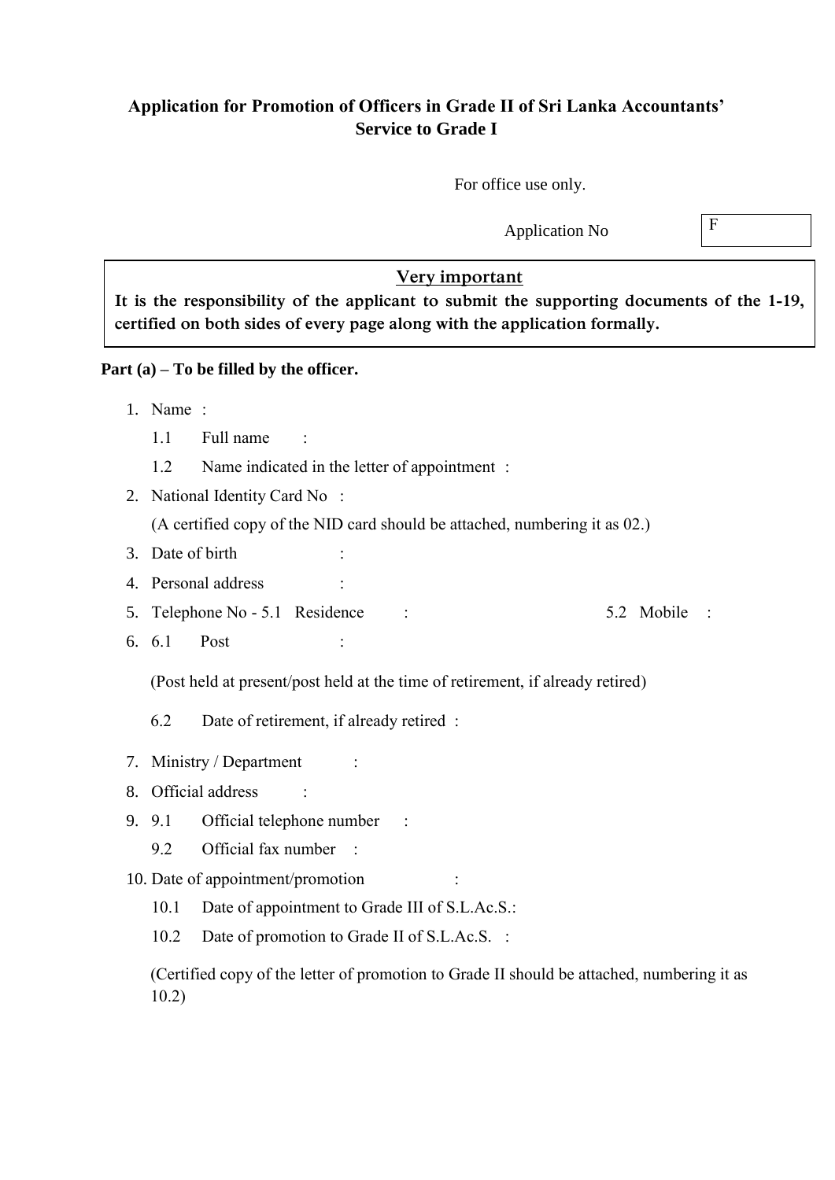## Application for Promotion of Officers in Grade II of Sri Lanka Accountants' Service to Grade I

For office use only.

Application No | F |

**Very important**

**It is the responsibility of the applicant to submit the supporting documents of the 1-19, certified on both sides of every page along with the application formally.**

**Part (a) – To be filled by the officer.**

1. Name :
   - 1.1 Full name :
   - 1.2 Name indicated in the letter of appointment :
2. National Identity Card No :

   (A certified copy of the NID card should be attached, numbering it as 02.)
3. Date of birth :
4. Personal address :
5. Telephone No - 5.1 Residence : 5.2 Mobile :
6. 6.1 Post :

   (Post held at present/post held at the time of retirement, if already retired)

   6.2 Date of retirement, if already retired :
7. Ministry / Department :
8. Official address :
9. 9.1 Official telephone number :

   9.2 Official fax number :
10. Date of appointment/promotion :
    - 10.1 Date of appointment to Grade III of S.L.Ac.S.:
    - 10.2 Date of promotion to Grade II of S.L.Ac.S. :

    (Certified copy of the letter of promotion to Grade II should be attached, numbering it as 10.2)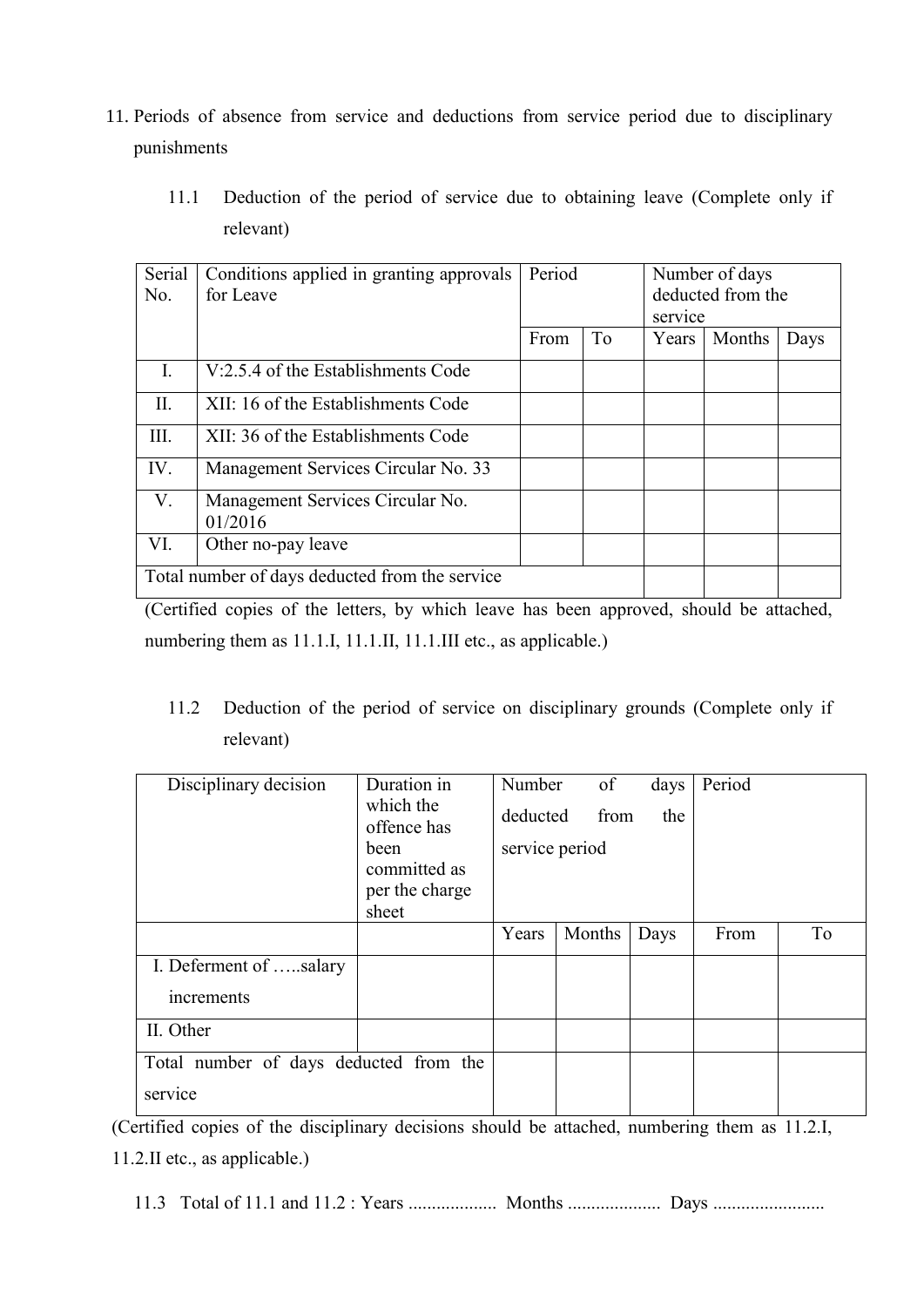11. Periods of absence from service and deductions from service period due to disciplinary punishments

   11.1 Deduction of the period of service due to obtaining leave (Complete only if relevant)

| Serial No. | Conditions applied in granting approvals for Leave | Period | | Number of days deducted from the service | | |
|---|---|---|---|---|---|---|
| | | From | To | Years | Months | Days |
| I. | V:2.5.4 of the Establishments Code | | | | | |
| II. | XII: 16 of the Establishments Code | | | | | |
| III. | XII: 36 of the Establishments Code | | | | | |
| IV. | Management Services Circular No. 33 | | | | | |
| V. | Management Services Circular No. 01/2016 | | | | | |
| VI. | Other no-pay leave | | | | | |
| Total number of days deducted from the service | | | | | | |

(Certified copies of the letters, by which leave has been approved, should be attached, numbering them as 11.1.I, 11.1.II, 11.1.III etc., as applicable.)

   11.2 Deduction of the period of service on disciplinary grounds (Complete only if relevant)

| Disciplinary decision | Duration in which the offence has been committed as per the charge sheet | Number of days deducted from the service period | | | Period | |
|---|---|---|---|---|---|---|
| | | Years | Months | Days | From | To |
| I. Deferment of …..salary increments | | | | | | |
| II. Other | | | | | | |
| Total number of days deducted from the service | | | | | | |

(Certified copies of the disciplinary decisions should be attached, numbering them as 11.2.I, 11.2.II etc., as applicable.)

11.3 Total of 11.1 and 11.2 : Years ................... Months .................... Days ........................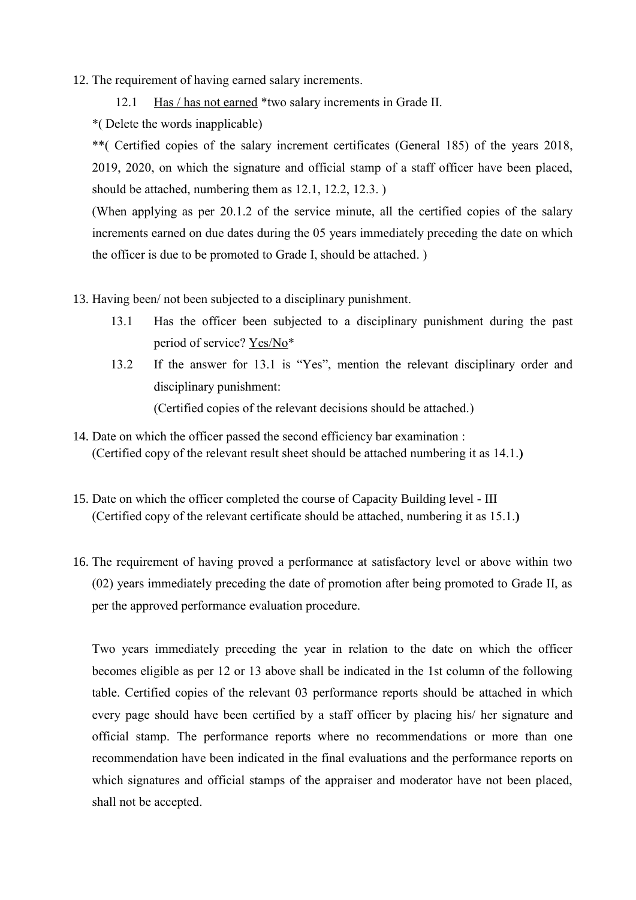12. The requirement of having earned salary increments.

    12.1 Has / has not earned *two salary increments in Grade II.

    *( Delete the words inapplicable)

    **( Certified copies of the salary increment certificates (General 185) of the years 2018, 2019, 2020, on which the signature and official stamp of a staff officer have been placed, should be attached, numbering them as 12.1, 12.2, 12.3. )

    (When applying as per 20.1.2 of the service minute, all the certified copies of the salary increments earned on due dates during the 05 years immediately preceding the date on which the officer is due to be promoted to Grade I, should be attached. )

13. Having been/ not been subjected to a disciplinary punishment.

    13.1 Has the officer been subjected to a disciplinary punishment during the past period of service? Yes/No*

    13.2 If the answer for 13.1 is "Yes", mention the relevant disciplinary order and disciplinary punishment:

    (Certified copies of the relevant decisions should be attached.)

14. Date on which the officer passed the second efficiency bar examination :
    (Certified copy of the relevant result sheet should be attached numbering it as 14.1.)

15. Date on which the officer completed the course of Capacity Building level - III
    (Certified copy of the relevant certificate should be attached, numbering it as 15.1.)

16. The requirement of having proved a performance at satisfactory level or above within two (02) years immediately preceding the date of promotion after being promoted to Grade II, as per the approved performance evaluation procedure.

    Two years immediately preceding the year in relation to the date on which the officer becomes eligible as per 12 or 13 above shall be indicated in the 1st column of the following table. Certified copies of the relevant 03 performance reports should be attached in which every page should have been certified by a staff officer by placing his/ her signature and official stamp. The performance reports where no recommendations or more than one recommendation have been indicated in the final evaluations and the performance reports on which signatures and official stamps of the appraiser and moderator have not been placed, shall not be accepted.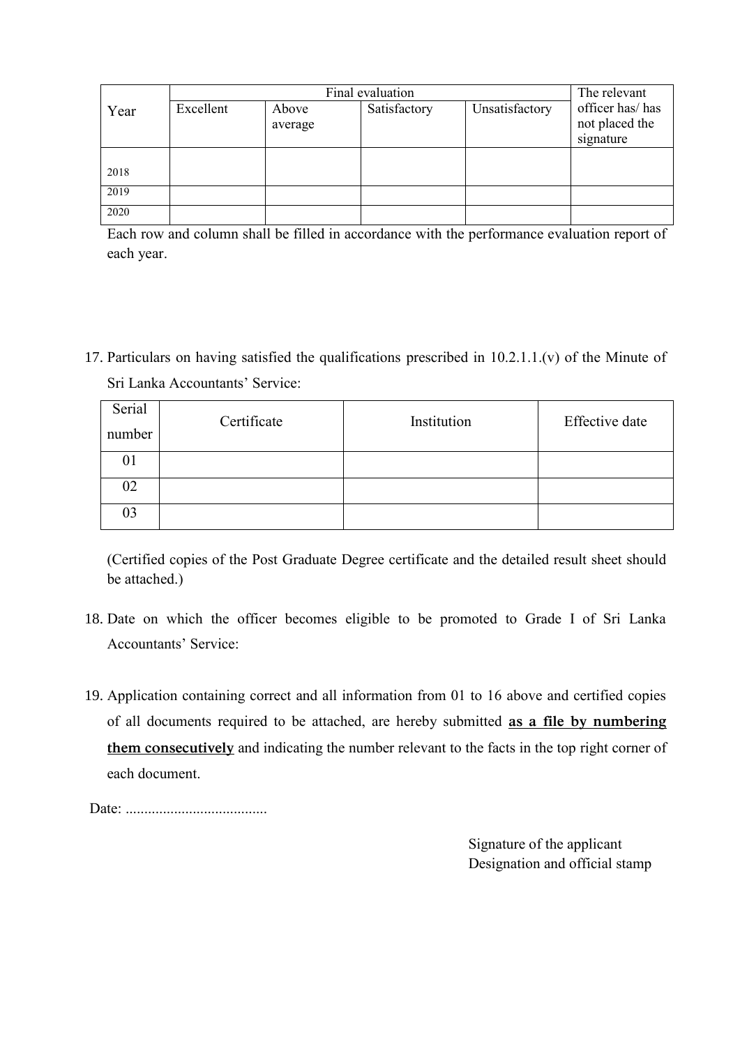| Year | Final evaluation | | | | The relevant officer has/ has not placed the signature |
|---|---|---|---|---|---|
| | Excellent | Above average | Satisfactory | Unsatisfactory | |
| 2018 | | | | | |
| 2019 | | | | | |
| 2020 | | | | | |

Each row and column shall be filled in accordance with the performance evaluation report of each year.

17. Particulars on having satisfied the qualifications prescribed in 10.2.1.1.(v) of the Minute of Sri Lanka Accountants' Service:

| Serial number | Certificate | Institution | Effective date |
|---|---|---|---|
| 01 | | | |
| 02 | | | |
| 03 | | | |

(Certified copies of the Post Graduate Degree certificate and the detailed result sheet should be attached.)

18. Date on which the officer becomes eligible to be promoted to Grade I of Sri Lanka Accountants' Service:

19. Application containing correct and all information from 01 to 16 above and certified copies of all documents required to be attached, are hereby submitted **as a file by numbering them consecutively** and indicating the number relevant to the facts in the top right corner of each document.

Date: ......................................

Signature of the applicant
Designation and official stamp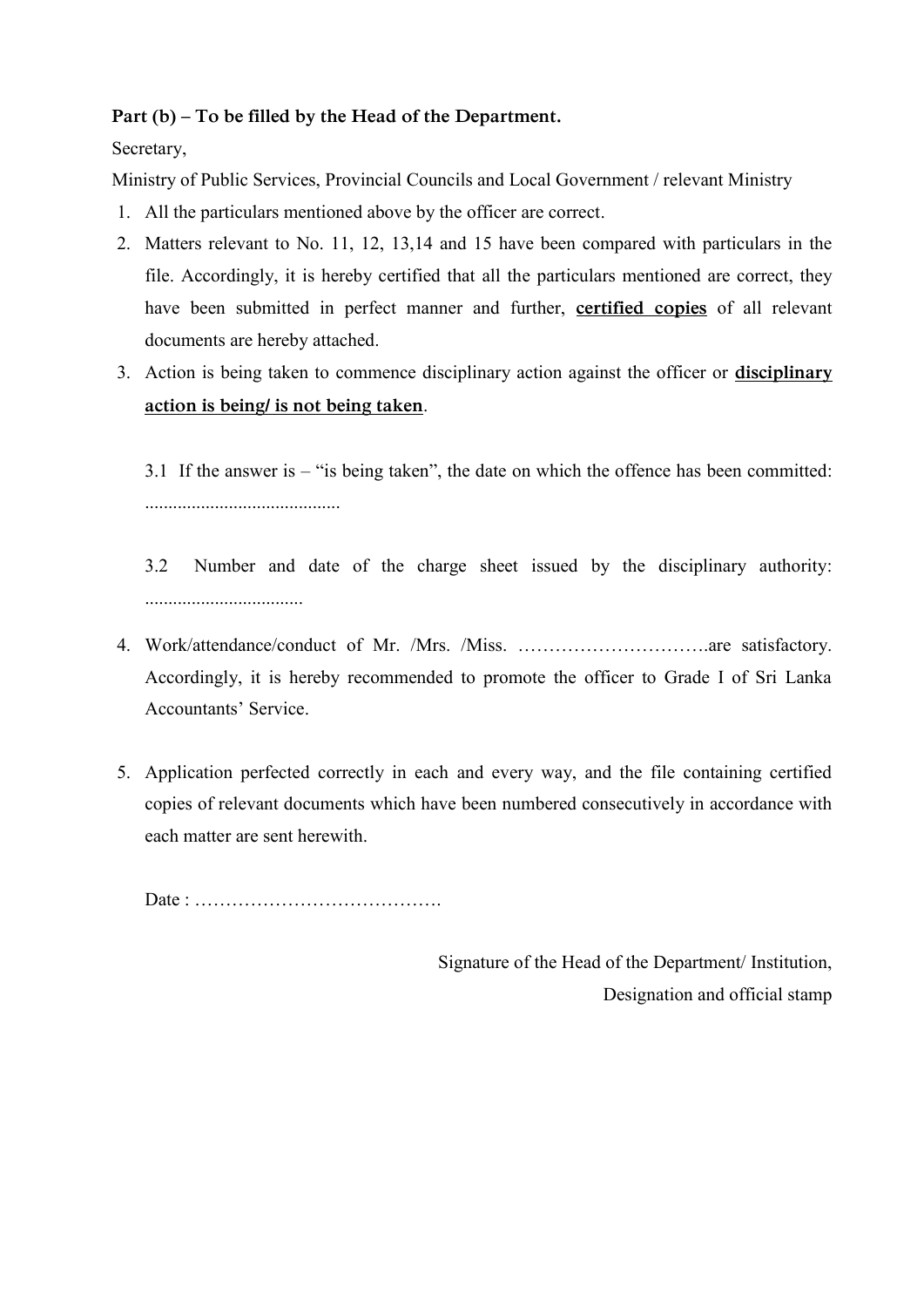**Part (b) – To be filled by the Head of the Department.**

Secretary,

Ministry of Public Services, Provincial Councils and Local Government / relevant Ministry

1. All the particulars mentioned above by the officer are correct.
2. Matters relevant to No. 11, 12, 13,14 and 15 have been compared with particulars in the file. Accordingly, it is hereby certified that all the particulars mentioned are correct, they have been submitted in perfect manner and further, <u>**certified copies**</u> of all relevant documents are hereby attached.
3. Action is being taken to commence disciplinary action against the officer or <u>**disciplinary action is being/ is not being taken**</u>.

   3.1 If the answer is – "is being taken", the date on which the offence has been committed: ..........................................

   3.2 Number and date of the charge sheet issued by the disciplinary authority: ..................................

4. Work/attendance/conduct of Mr. /Mrs. /Miss. ………………………….are satisfactory. Accordingly, it is hereby recommended to promote the officer to Grade I of Sri Lanka Accountants' Service.

5. Application perfected correctly in each and every way, and the file containing certified copies of relevant documents which have been numbered consecutively in accordance with each matter are sent herewith.

   Date : ………………………………….

Signature of the Head of the Department/ Institution,
Designation and official stamp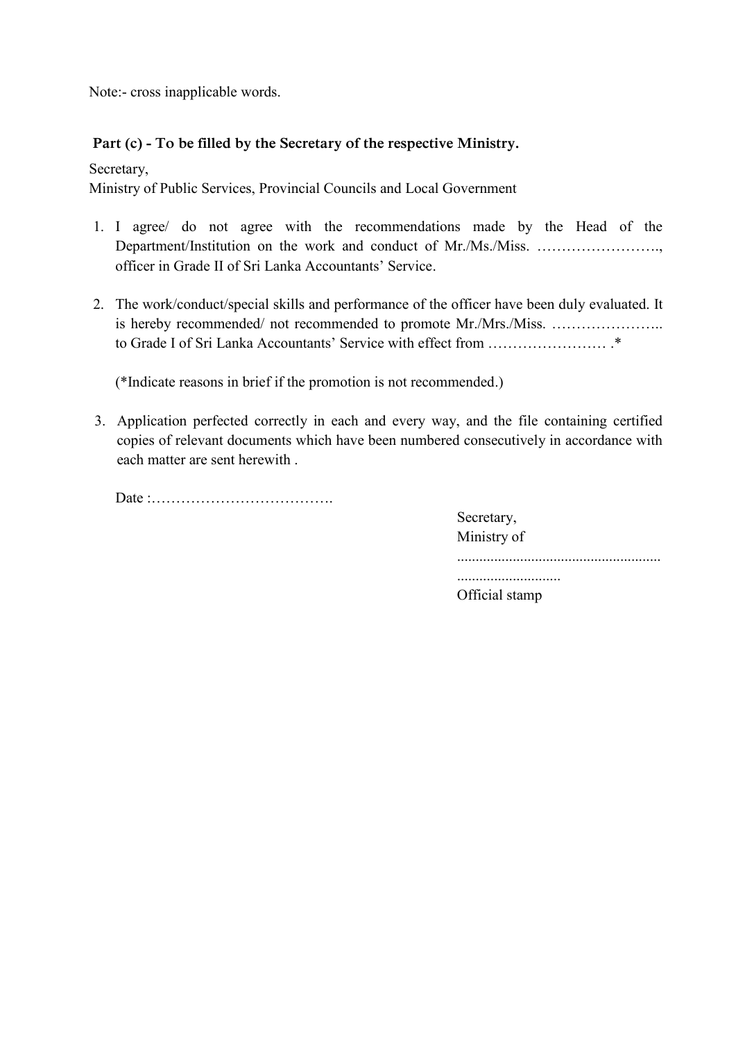Note:- cross inapplicable words.

**Part (c) - To be filled by the Secretary of the respective Ministry.**

Secretary,
Ministry of Public Services, Provincial Councils and Local Government

1. I agree/ do not agree with the recommendations made by the Head of the Department/Institution on the work and conduct of Mr./Ms./Miss. ……………………., officer in Grade II of Sri Lanka Accountants' Service.

2. The work/conduct/special skills and performance of the officer have been duly evaluated. It is hereby recommended/ not recommended to promote Mr./Mrs./Miss. ………………….. to Grade I of Sri Lanka Accountants' Service with effect from …………………… .*

   (*Indicate reasons in brief if the promotion is not recommended.)

3. Application perfected correctly in each and every way, and the file containing certified copies of relevant documents which have been numbered consecutively in accordance with each matter are sent herewith .

   Date :……………………………….

Secretary,
Ministry of
......................................................
............................
Official stamp